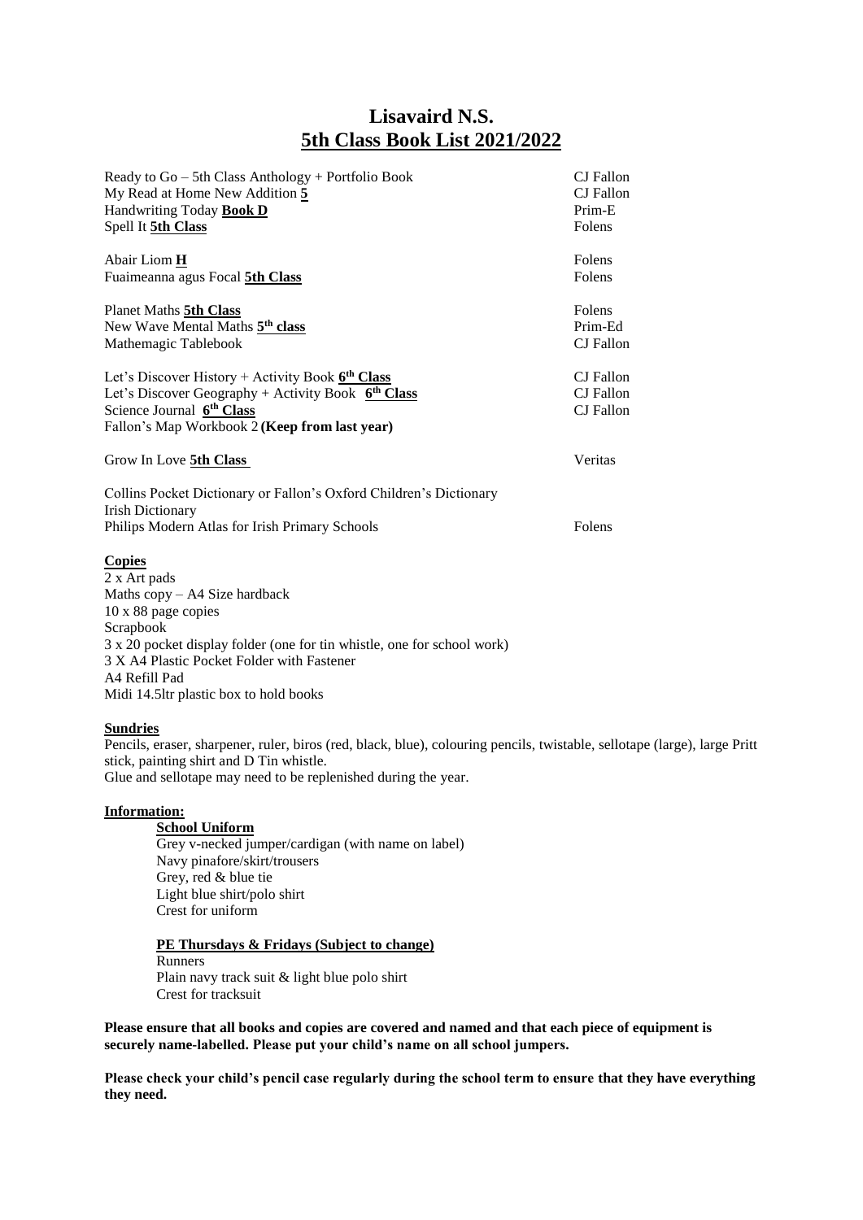# Lisavaird N.S.

## 5th Class Book List 2021/2022

| | |
|---|---|
| Ready to Go – 5th Class Anthology + Portfolio Book | CJ Fallon |
| My Read at Home New Addition **5** | CJ Fallon |
| Handwriting Today **Book D** | Prim-E |
| Spell It **5th Class** | Folens |
| | |
| Abair Liom **H** | Folens |
| Fuaimeanna agus Focal **5th Class** | Folens |
| | |
| Planet Maths **5th Class** | Folens |
| New Wave Mental Maths **5th class** | Prim-Ed |
| Mathemagic Tablebook | CJ Fallon |
| | |
| Let's Discover History + Activity Book **6th Class** | CJ Fallon |
| Let's Discover Geography + Activity Book **6th Class** | CJ Fallon |
| Science Journal **6th Class** | CJ Fallon |
| Fallon's Map Workbook 2 **(Keep from last year)** | |
| | |
| Grow In Love **5th Class** | Veritas |
| | |
| Collins Pocket Dictionary or Fallon's Oxford Children's Dictionary | |
| Irish Dictionary | |
| Philips Modern Atlas for Irish Primary Schools | Folens |

**Copies**

2 x Art pads
Maths copy – A4 Size hardback
10 x 88 page copies
Scrapbook
3 x 20 pocket display folder (one for tin whistle, one for school work)
3 X A4 Plastic Pocket Folder with Fastener
A4 Refill Pad
Midi 14.5ltr plastic box to hold books

**Sundries**

Pencils, eraser, sharpener, ruler, biros (red, black, blue), colouring pencils, twistable, sellotape (large), large Pritt stick, painting shirt and D Tin whistle.
Glue and sellotape may need to be replenished during the year.

**Information:**

**School Uniform**

Grey v-necked jumper/cardigan (with name on label)
Navy pinafore/skirt/trousers
Grey, red & blue tie
Light blue shirt/polo shirt
Crest for uniform

**PE Thursdays & Fridays (Subject to change)**

Runners
Plain navy track suit & light blue polo shirt
Crest for tracksuit

**Please ensure that all books and copies are covered and named and that each piece of equipment is securely name-labelled. Please put your child's name on all school jumpers.**

**Please check your child's pencil case regularly during the school term to ensure that they have everything they need.**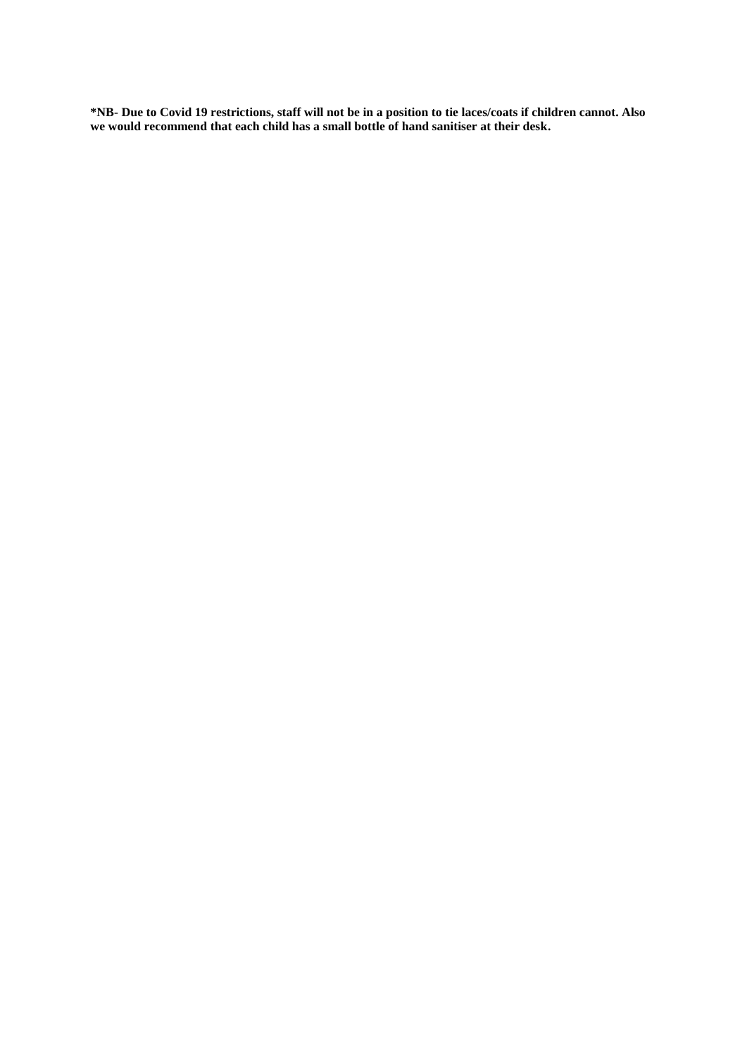**\*NB- Due to Covid 19 restrictions, staff will not be in a position to tie laces/coats if children cannot. Also we would recommend that each child has a small bottle of hand sanitiser at their desk.**

***NB- Due to Covid 19 restrictions, staff will not be in a position to tie laces/coats if children cannot. Also we would recommend that each child has a small bottle of hand sanitiser at their desk.**